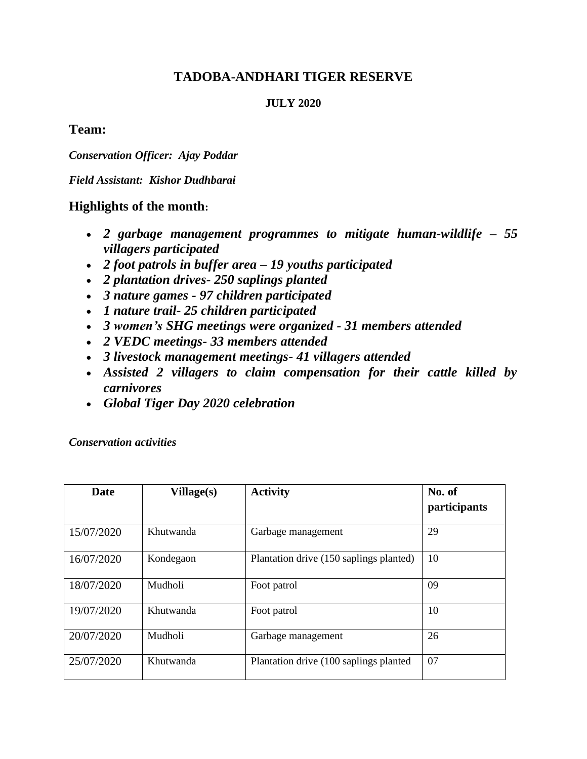# TADOBA-ANDHARI TIGER RESERVE

**JULY 2020**

## Team:

***Conservation Officer: Ajay Poddar***

***Field Assistant: Kishor Dudhbarai***

## Highlights of the month:

- ***2 garbage management programmes to mitigate human-wildlife – 55 villagers participated***
- ***2 foot patrols in buffer area – 19 youths participated***
- ***2 plantation drives- 250 saplings planted***
- ***3 nature games - 97 children participated***
- ***1 nature trail- 25 children participated***
- ***3 women's SHG meetings were organized - 31 members attended***
- ***2 VEDC meetings- 33 members attended***
- ***3 livestock management meetings- 41 villagers attended***
- ***Assisted 2 villagers to claim compensation for their cattle killed by carnivores***
- ***Global Tiger Day 2020 celebration***

***Conservation activities***

| Date | Village(s) | Activity | No. of participants |
|---|---|---|---|
| 15/07/2020 | Khutwanda | Garbage management | 29 |
| 16/07/2020 | Kondegaon | Plantation drive (150 saplings planted) | 10 |
| 18/07/2020 | Mudholi | Foot patrol | 09 |
| 19/07/2020 | Khutwanda | Foot patrol | 10 |
| 20/07/2020 | Mudholi | Garbage management | 26 |
| 25/07/2020 | Khutwanda | Plantation drive (100 saplings planted | 07 |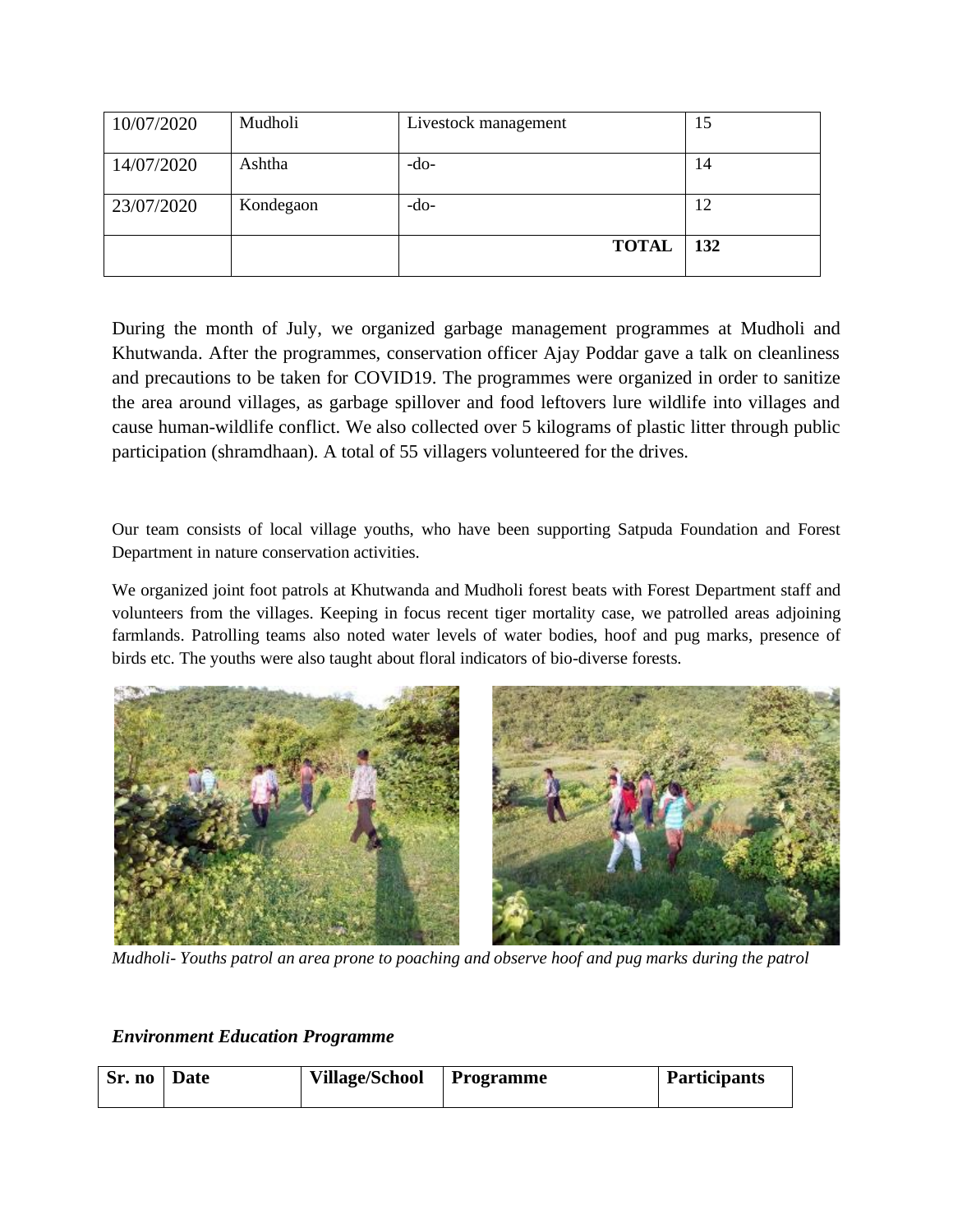| 10/07/2020 | Mudholi | Livestock management | 15 |
|---|---|---|---|
| 14/07/2020 | Ashtha | -do- | 14 |
| 23/07/2020 | Kondegaon | -do- | 12 |
| | | **TOTAL** | **132** |

During the month of July, we organized garbage management programmes at Mudholi and Khutwanda. After the programmes, conservation officer Ajay Poddar gave a talk on cleanliness and precautions to be taken for COVID19. The programmes were organized in order to sanitize the area around villages, as garbage spillover and food leftovers lure wildlife into villages and cause human-wildlife conflict. We also collected over 5 kilograms of plastic litter through public participation (shramdhaan). A total of 55 villagers volunteered for the drives.

Our team consists of local village youths, who have been supporting Satpuda Foundation and Forest Department in nature conservation activities.

We organized joint foot patrols at Khutwanda and Mudholi forest beats with Forest Department staff and volunteers from the villages. Keeping in focus recent tiger mortality case, we patrolled areas adjoining farmlands. Patrolling teams also noted water levels of water bodies, hoof and pug marks, presence of birds etc. The youths were also taught about floral indicators of bio-diverse forests.

*Mudholi- Youths patrol an area prone to poaching and observe hoof and pug marks during the patrol*

### *Environment Education Programme*

| Sr. no | Date | Village/School | Programme | Participants |
|---|---|---|---|---|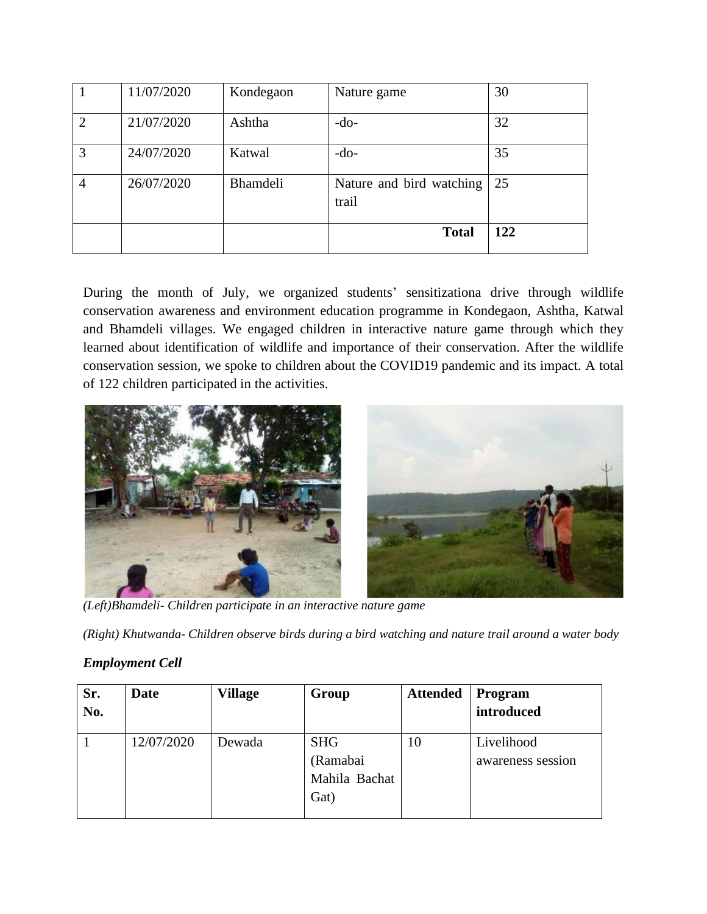| 1 | 11/07/2020 | Kondegaon | Nature game | 30 |
|---|---|---|---|---|
| 2 | 21/07/2020 | Ashtha | -do- | 32 |
| 3 | 24/07/2020 | Katwal | -do- | 35 |
| 4 | 26/07/2020 | Bhamdeli | Nature and bird watching trail | 25 |
| | | | **Total** | **122** |

During the month of July, we organized students' sensitizationa drive through wildlife conservation awareness and environment education programme in Kondegaon, Ashtha, Katwal and Bhamdeli villages. We engaged children in interactive nature game through which they learned about identification of wildlife and importance of their conservation. After the wildlife conservation session, we spoke to children about the COVID19 pandemic and its impact. A total of 122 children participated in the activities.

*(Left)Bhamdeli- Children participate in an interactive nature game*

*(Right) Khutwanda- Children observe birds during a bird watching and nature trail around a water body*

***Employment Cell***

| Sr. No. | Date | Village | Group | Attended | Program introduced |
|---|---|---|---|---|---|
| 1 | 12/07/2020 | Dewada | SHG (Ramabai Mahila Bachat Gat) | 10 | Livelihood awareness session |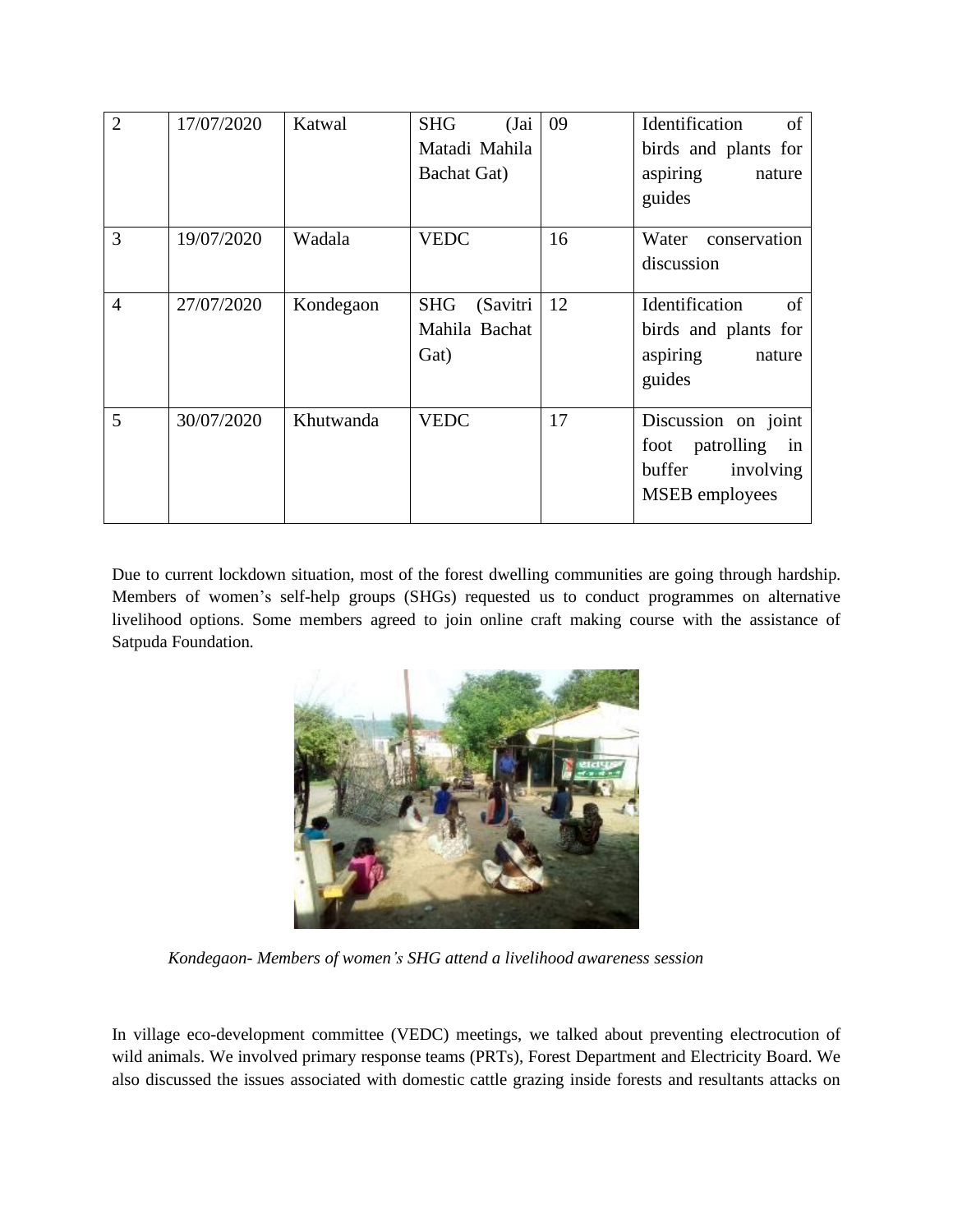| 2 | 17/07/2020 | Katwal | SHG (Jai Matadi Mahila Bachat Gat) | 09 | Identification of birds and plants for aspiring nature guides |
|---|---|---|---|---|---|
| 3 | 19/07/2020 | Wadala | VEDC | 16 | Water conservation discussion |
| 4 | 27/07/2020 | Kondegaon | SHG (Savitri Mahila Bachat Gat) | 12 | Identification of birds and plants for aspiring nature guides |
| 5 | 30/07/2020 | Khutwanda | VEDC | 17 | Discussion on joint foot patrolling in buffer involving MSEB employees |

Due to current lockdown situation, most of the forest dwelling communities are going through hardship. Members of women's self-help groups (SHGs) requested us to conduct programmes on alternative livelihood options. Some members agreed to join online craft making course with the assistance of Satpuda Foundation.

*Kondegaon- Members of women's SHG attend a livelihood awareness session*

In village eco-development committee (VEDC) meetings, we talked about preventing electrocution of wild animals. We involved primary response teams (PRTs), Forest Department and Electricity Board. We also discussed the issues associated with domestic cattle grazing inside forests and resultants attacks on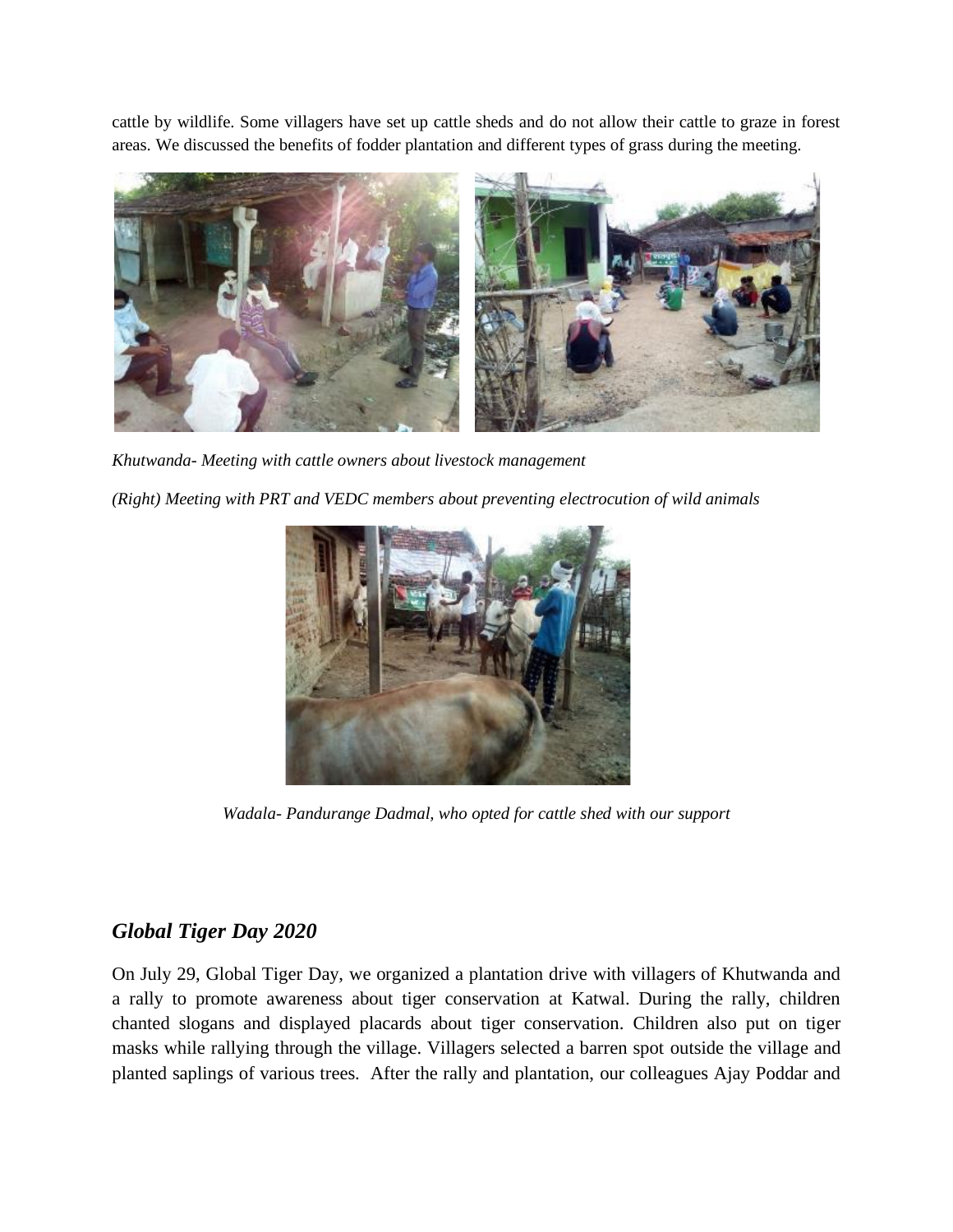cattle by wildlife. Some villagers have set up cattle sheds and do not allow their cattle to graze in forest areas. We discussed the benefits of fodder plantation and different types of grass during the meeting.

*Khutwanda- Meeting with cattle owners about livestock management*

*(Right) Meeting with PRT and VEDC members about preventing electrocution of wild animals*

*Wadala- Pandurange Dadmal, who opted for cattle shed with our support*

## *Global Tiger Day 2020*

On July 29, Global Tiger Day, we organized a plantation drive with villagers of Khutwanda and a rally to promote awareness about tiger conservation at Katwal. During the rally, children chanted slogans and displayed placards about tiger conservation. Children also put on tiger masks while rallying through the village. Villagers selected a barren spot outside the village and planted saplings of various trees. After the rally and plantation, our colleagues Ajay Poddar and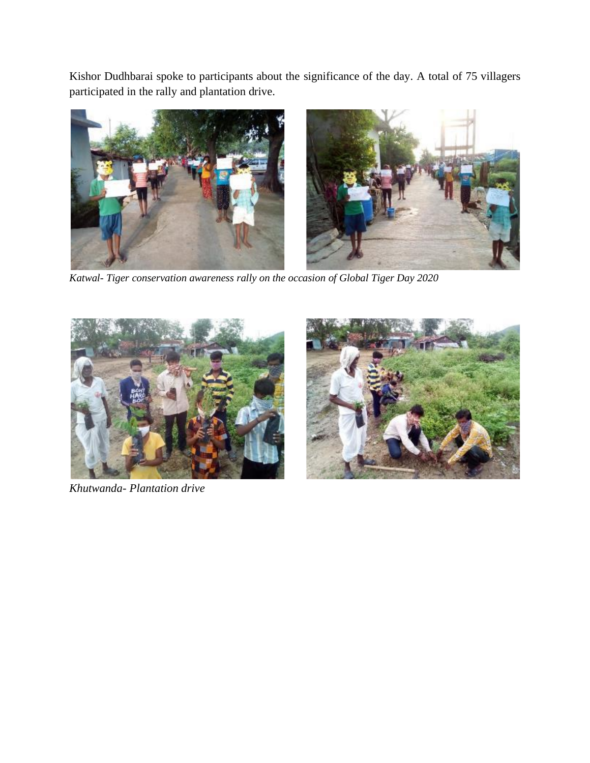Kishor Dudhbarai spoke to participants about the significance of the day. A total of 75 villagers participated in the rally and plantation drive.

*Katwal- Tiger conservation awareness rally on the occasion of Global Tiger Day 2020*

*Khutwanda- Plantation drive*